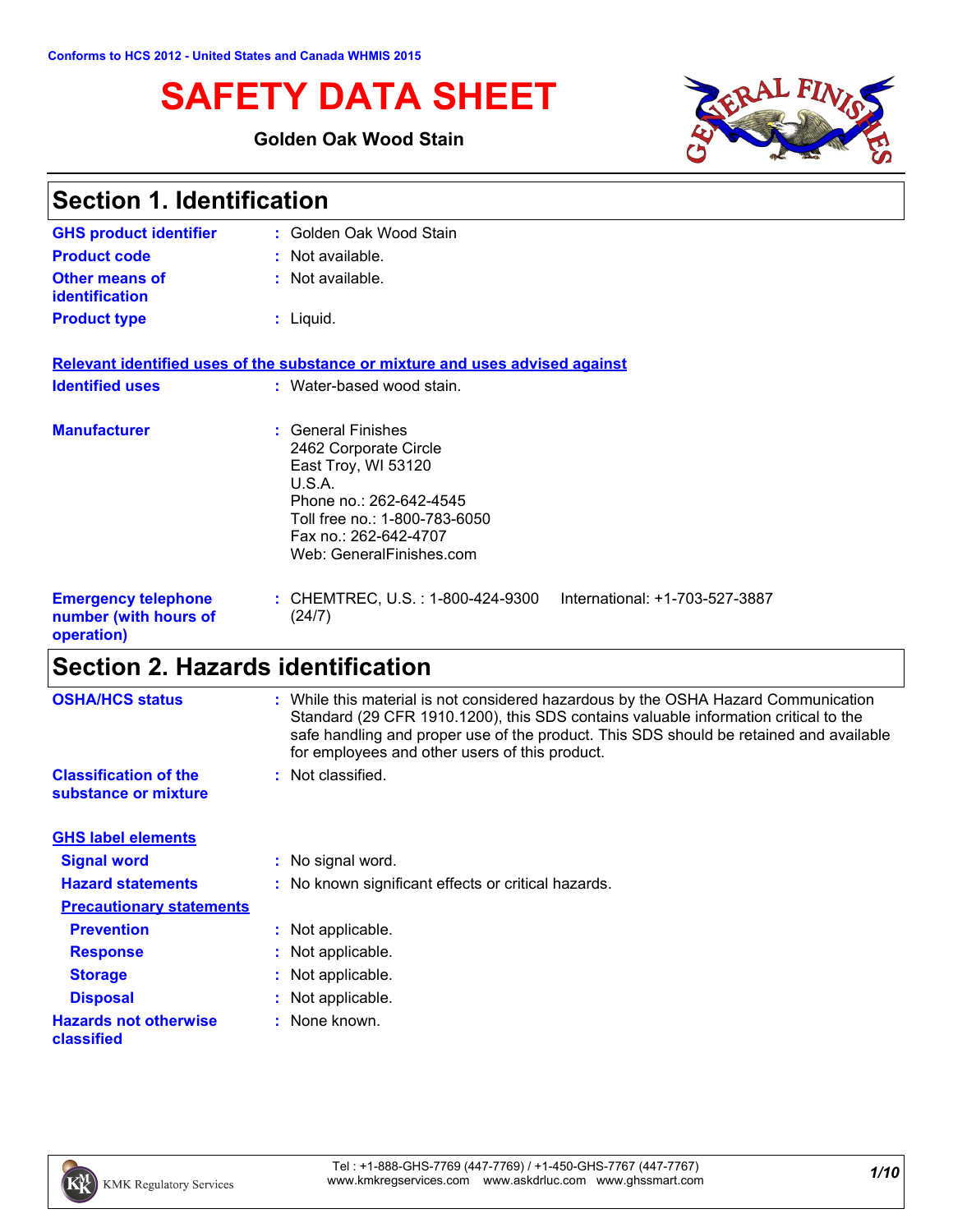Conforms to HCS 2012 - United States and Canada WHMIS 2015

# SAFETY DATA SHEET

**Golden Oak Wood Stain**

## Section 1. Identification

**GHS product identifier** : Golden Oak Wood Stain

**Product code** : Not available.

**Other means of identification** : Not available.

**Product type** : Liquid.

**Relevant identified uses of the substance or mixture and uses advised against**

**Identified uses** : Water-based wood stain.

**Manufacturer** : General Finishes
2462 Corporate Circle
East Troy, WI 53120
U.S.A.
Phone no.: 262-642-4545
Toll free no.: 1-800-783-6050
Fax no.: 262-642-4707
Web: GeneralFinishes.com

**Emergency telephone number (with hours of operation)** : CHEMTREC, U.S. : 1-800-424-9300 International: +1-703-527-3887 (24/7)

## Section 2. Hazards identification

**OSHA/HCS status** : While this material is not considered hazardous by the OSHA Hazard Communication Standard (29 CFR 1910.1200), this SDS contains valuable information critical to the safe handling and proper use of the product. This SDS should be retained and available for employees and other users of this product.

**Classification of the substance or mixture** : Not classified.

**GHS label elements**

**Signal word** : No signal word.

**Hazard statements** : No known significant effects or critical hazards.

**Precautionary statements**

**Prevention** : Not applicable.

**Response** : Not applicable.

**Storage** : Not applicable.

**Disposal** : Not applicable.

**Hazards not otherwise classified** : None known.

Tel : +1-888-GHS-7769 (447-7769) / +1-450-GHS-7767 (447-7767)
www.kmkregservices.com www.askdrluc.com www.ghssmart.com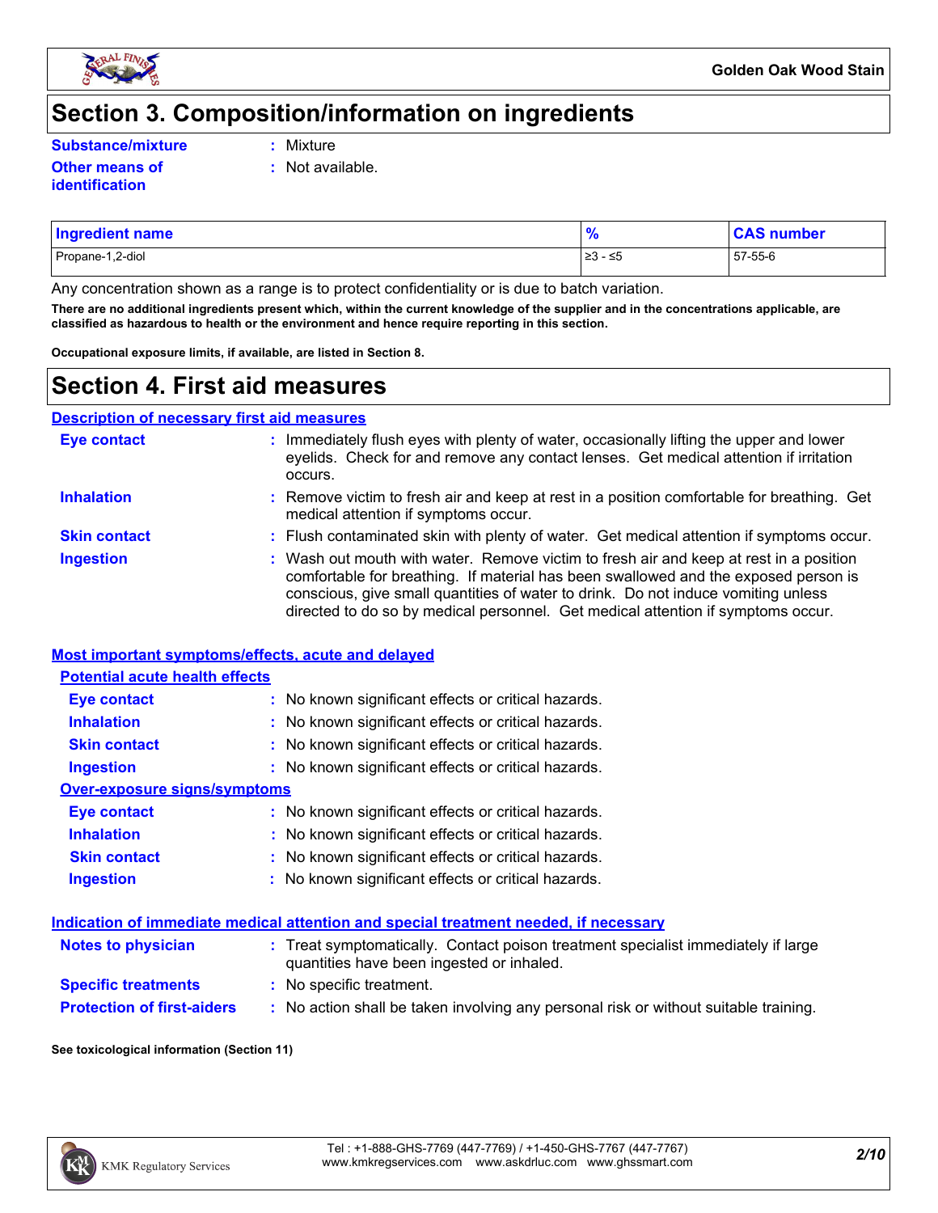# Section 3. Composition/information on ingredients

**Substance/mixture** : Mixture

**Other means of identification** : Not available.

| Ingredient name | % | CAS number |
|---|---|---|
| Propane-1,2-diol | ≥3 - ≤5 | 57-55-6 |

Any concentration shown as a range is to protect confidentiality or is due to batch variation.

**There are no additional ingredients present which, within the current knowledge of the supplier and in the concentrations applicable, are classified as hazardous to health or the environment and hence require reporting in this section.**

**Occupational exposure limits, if available, are listed in Section 8.**

# Section 4. First aid measures

## Description of necessary first aid measures

**Eye contact** : Immediately flush eyes with plenty of water, occasionally lifting the upper and lower eyelids. Check for and remove any contact lenses. Get medical attention if irritation occurs.

**Inhalation** : Remove victim to fresh air and keep at rest in a position comfortable for breathing. Get medical attention if symptoms occur.

**Skin contact** : Flush contaminated skin with plenty of water. Get medical attention if symptoms occur.

**Ingestion** : Wash out mouth with water. Remove victim to fresh air and keep at rest in a position comfortable for breathing. If material has been swallowed and the exposed person is conscious, give small quantities of water to drink. Do not induce vomiting unless directed to do so by medical personnel. Get medical attention if symptoms occur.

## Most important symptoms/effects, acute and delayed

### Potential acute health effects

**Eye contact** : No known significant effects or critical hazards.

**Inhalation** : No known significant effects or critical hazards.

**Skin contact** : No known significant effects or critical hazards.

**Ingestion** : No known significant effects or critical hazards.

### Over-exposure signs/symptoms

**Eye contact** : No known significant effects or critical hazards.

**Inhalation** : No known significant effects or critical hazards.

**Skin contact** : No known significant effects or critical hazards.

**Ingestion** : No known significant effects or critical hazards.

## Indication of immediate medical attention and special treatment needed, if necessary

**Notes to physician** : Treat symptomatically. Contact poison treatment specialist immediately if large quantities have been ingested or inhaled.

**Specific treatments** : No specific treatment.

**Protection of first-aiders** : No action shall be taken involving any personal risk or without suitable training.

**See toxicological information (Section 11)**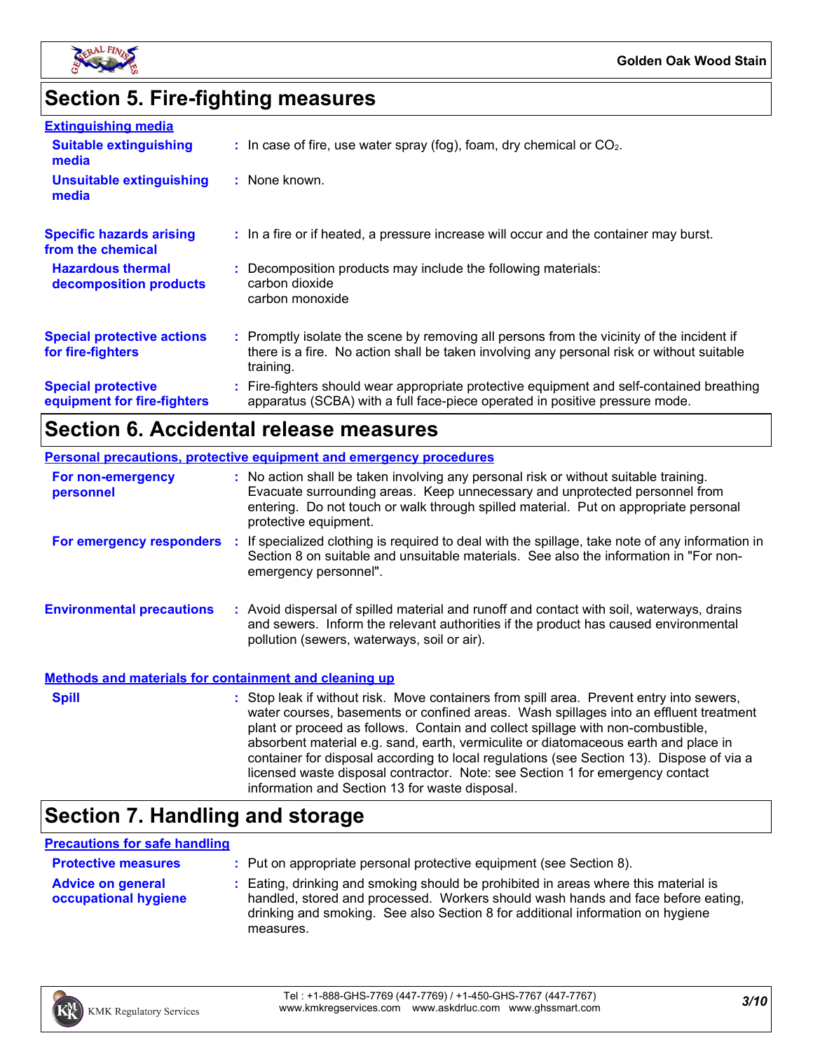## Section 5. Fire-fighting measures

### Extinguishing media

**Suitable extinguishing media** : In case of fire, use water spray (fog), foam, dry chemical or $CO_2$.

**Unsuitable extinguishing media** : None known.

**Specific hazards arising from the chemical** : In a fire or if heated, a pressure increase will occur and the container may burst.

**Hazardous thermal decomposition products** : Decomposition products may include the following materials:
carbon dioxide
carbon monoxide

**Special protective actions for fire-fighters** : Promptly isolate the scene by removing all persons from the vicinity of the incident if there is a fire. No action shall be taken involving any personal risk or without suitable training.

**Special protective equipment for fire-fighters** : Fire-fighters should wear appropriate protective equipment and self-contained breathing apparatus (SCBA) with a full face-piece operated in positive pressure mode.

## Section 6. Accidental release measures

### Personal precautions, protective equipment and emergency procedures

**For non-emergency personnel** : No action shall be taken involving any personal risk or without suitable training. Evacuate surrounding areas. Keep unnecessary and unprotected personnel from entering. Do not touch or walk through spilled material. Put on appropriate personal protective equipment.

**For emergency responders** : If specialized clothing is required to deal with the spillage, take note of any information in Section 8 on suitable and unsuitable materials. See also the information in "For non-emergency personnel".

**Environmental precautions** : Avoid dispersal of spilled material and runoff and contact with soil, waterways, drains and sewers. Inform the relevant authorities if the product has caused environmental pollution (sewers, waterways, soil or air).

### Methods and materials for containment and cleaning up

**Spill** : Stop leak if without risk. Move containers from spill area. Prevent entry into sewers, water courses, basements or confined areas. Wash spillages into an effluent treatment plant or proceed as follows. Contain and collect spillage with non-combustible, absorbent material e.g. sand, earth, vermiculite or diatomaceous earth and place in container for disposal according to local regulations (see Section 13). Dispose of via a licensed waste disposal contractor. Note: see Section 1 for emergency contact information and Section 13 for waste disposal.

## Section 7. Handling and storage

### Precautions for safe handling

**Protective measures** : Put on appropriate personal protective equipment (see Section 8).

**Advice on general occupational hygiene** : Eating, drinking and smoking should be prohibited in areas where this material is handled, stored and processed. Workers should wash hands and face before eating, drinking and smoking. See also Section 8 for additional information on hygiene measures.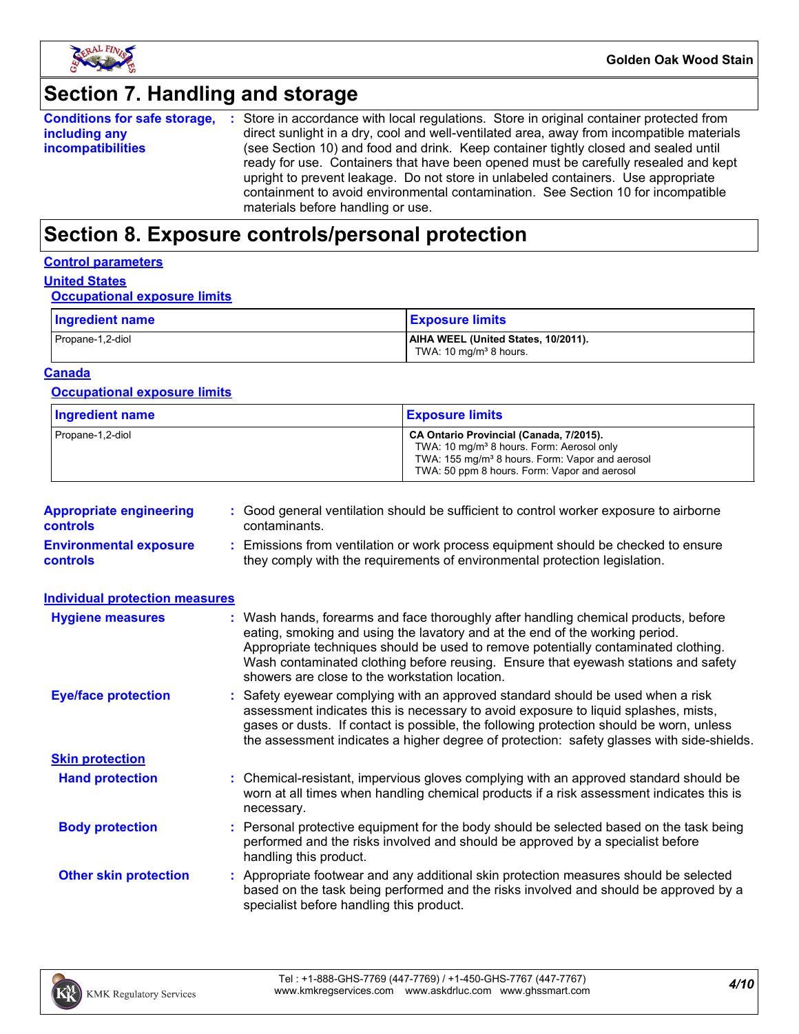## Section 7. Handling and storage

**Conditions for safe storage, including any incompatibilities** : Store in accordance with local regulations. Store in original container protected from direct sunlight in a dry, cool and well-ventilated area, away from incompatible materials (see Section 10) and food and drink. Keep container tightly closed and sealed until ready for use. Containers that have been opened must be carefully resealed and kept upright to prevent leakage. Do not store in unlabeled containers. Use appropriate containment to avoid environmental contamination. See Section 10 for incompatible materials before handling or use.

## Section 8. Exposure controls/personal protection

### Control parameters

#### United States

##### Occupational exposure limits

| Ingredient name | Exposure limits |
|---|---|
| Propane-1,2-diol | **AIHA WEEL (United States, 10/2011).**<br>TWA: 10 mg/m³ 8 hours. |

#### Canada

##### Occupational exposure limits

| Ingredient name | Exposure limits |
|---|---|
| Propane-1,2-diol | **CA Ontario Provincial (Canada, 7/2015).**<br>TWA: 10 mg/m³ 8 hours. Form: Aerosol only<br>TWA: 155 mg/m³ 8 hours. Form: Vapor and aerosol<br>TWA: 50 ppm 8 hours. Form: Vapor and aerosol |

**Appropriate engineering controls** : Good general ventilation should be sufficient to control worker exposure to airborne contaminants.

**Environmental exposure controls** : Emissions from ventilation or work process equipment should be checked to ensure they comply with the requirements of environmental protection legislation.

### Individual protection measures

**Hygiene measures** : Wash hands, forearms and face thoroughly after handling chemical products, before eating, smoking and using the lavatory and at the end of the working period. Appropriate techniques should be used to remove potentially contaminated clothing. Wash contaminated clothing before reusing. Ensure that eyewash stations and safety showers are close to the workstation location.

**Eye/face protection** : Safety eyewear complying with an approved standard should be used when a risk assessment indicates this is necessary to avoid exposure to liquid splashes, mists, gases or dusts. If contact is possible, the following protection should be worn, unless the assessment indicates a higher degree of protection: safety glasses with side-shields.

#### Skin protection

**Hand protection** : Chemical-resistant, impervious gloves complying with an approved standard should be worn at all times when handling chemical products if a risk assessment indicates this is necessary.

**Body protection** : Personal protective equipment for the body should be selected based on the task being performed and the risks involved and should be approved by a specialist before handling this product.

**Other skin protection** : Appropriate footwear and any additional skin protection measures should be selected based on the task being performed and the risks involved and should be approved by a specialist before handling this product.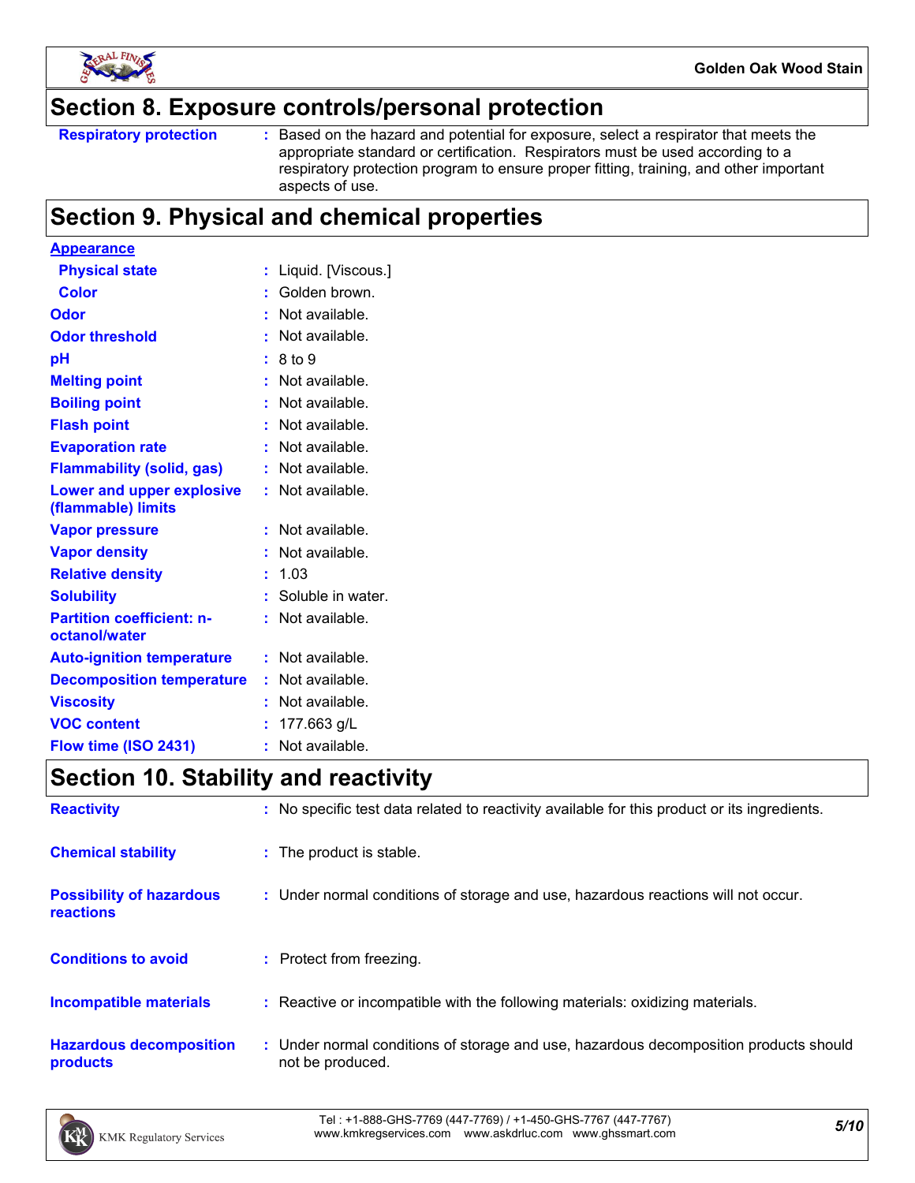## Section 8. Exposure controls/personal protection

| | |
|---|---|
| **Respiratory protection** | : Based on the hazard and potential for exposure, select a respirator that meets the appropriate standard or certification. Respirators must be used according to a respiratory protection program to ensure proper fitting, training, and other important aspects of use. |

## Section 9. Physical and chemical properties

**Appearance**

| | |
|---|---|
| **Physical state** | : Liquid. [Viscous.] |
| **Color** | : Golden brown. |
| **Odor** | : Not available. |
| **Odor threshold** | : Not available. |
| **pH** | : 8 to 9 |
| **Melting point** | : Not available. |
| **Boiling point** | : Not available. |
| **Flash point** | : Not available. |
| **Evaporation rate** | : Not available. |
| **Flammability (solid, gas)** | : Not available. |
| **Lower and upper explosive (flammable) limits** | : Not available. |
| **Vapor pressure** | : Not available. |
| **Vapor density** | : Not available. |
| **Relative density** | : 1.03 |
| **Solubility** | : Soluble in water. |
| **Partition coefficient: n-octanol/water** | : Not available. |
| **Auto-ignition temperature** | : Not available. |
| **Decomposition temperature** | : Not available. |
| **Viscosity** | : Not available. |
| **VOC content** | : 177.663 g/L |
| **Flow time (ISO 2431)** | : Not available. |

## Section 10. Stability and reactivity

| | |
|---|---|
| **Reactivity** | : No specific test data related to reactivity available for this product or its ingredients. |
| **Chemical stability** | : The product is stable. |
| **Possibility of hazardous reactions** | : Under normal conditions of storage and use, hazardous reactions will not occur. |
| **Conditions to avoid** | : Protect from freezing. |
| **Incompatible materials** | : Reactive or incompatible with the following materials: oxidizing materials. |
| **Hazardous decomposition products** | : Under normal conditions of storage and use, hazardous decomposition products should not be produced. |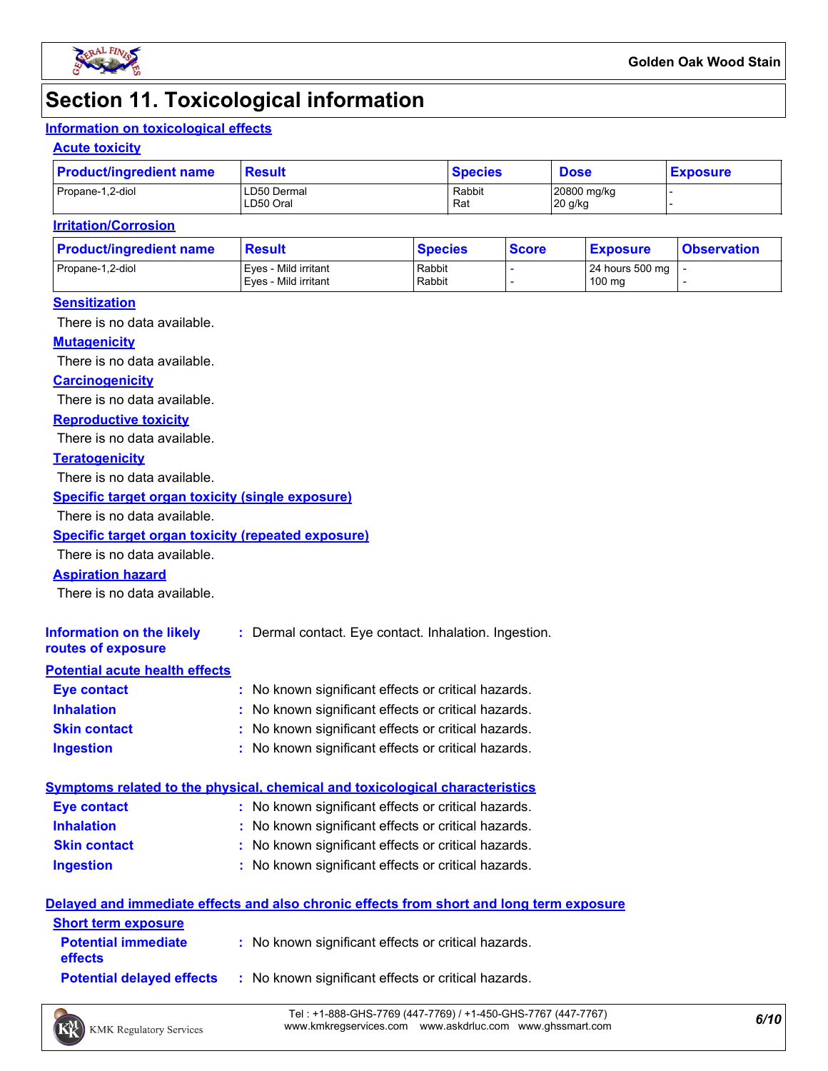# Section 11. Toxicological information

## Information on toxicological effects

### Acute toxicity

| Product/ingredient name | Result | Species | Dose | Exposure |
|---|---|---|---|---|
| Propane-1,2-diol | LD50 Dermal<br>LD50 Oral | Rabbit<br>Rat | 20800 mg/kg<br>20 g/kg | -<br>- |

### Irritation/Corrosion

| Product/ingredient name | Result | Species | Score | Exposure | Observation |
|---|---|---|---|---|---|
| Propane-1,2-diol | Eyes - Mild irritant<br>Eyes - Mild irritant | Rabbit<br>Rabbit | -<br>- | 24 hours 500 mg<br>100 mg | -<br>- |

### Sensitization

There is no data available.

### Mutagenicity

There is no data available.

### Carcinogenicity

There is no data available.

### Reproductive toxicity

There is no data available.

### Teratogenicity

There is no data available.

### Specific target organ toxicity (single exposure)

There is no data available.

### Specific target organ toxicity (repeated exposure)

There is no data available.

### Aspiration hazard

There is no data available.

**Information on the likely routes of exposure** : Dermal contact. Eye contact. Inhalation. Ingestion.

## Potential acute health effects

**Eye contact** : No known significant effects or critical hazards.

**Inhalation** : No known significant effects or critical hazards.

**Skin contact** : No known significant effects or critical hazards.

**Ingestion** : No known significant effects or critical hazards.

## Symptoms related to the physical, chemical and toxicological characteristics

**Eye contact** : No known significant effects or critical hazards.

**Inhalation** : No known significant effects or critical hazards.

**Skin contact** : No known significant effects or critical hazards.

**Ingestion** : No known significant effects or critical hazards.

## Delayed and immediate effects and also chronic effects from short and long term exposure

### Short term exposure

**Potential immediate effects** : No known significant effects or critical hazards.

**Potential delayed effects** : No known significant effects or critical hazards.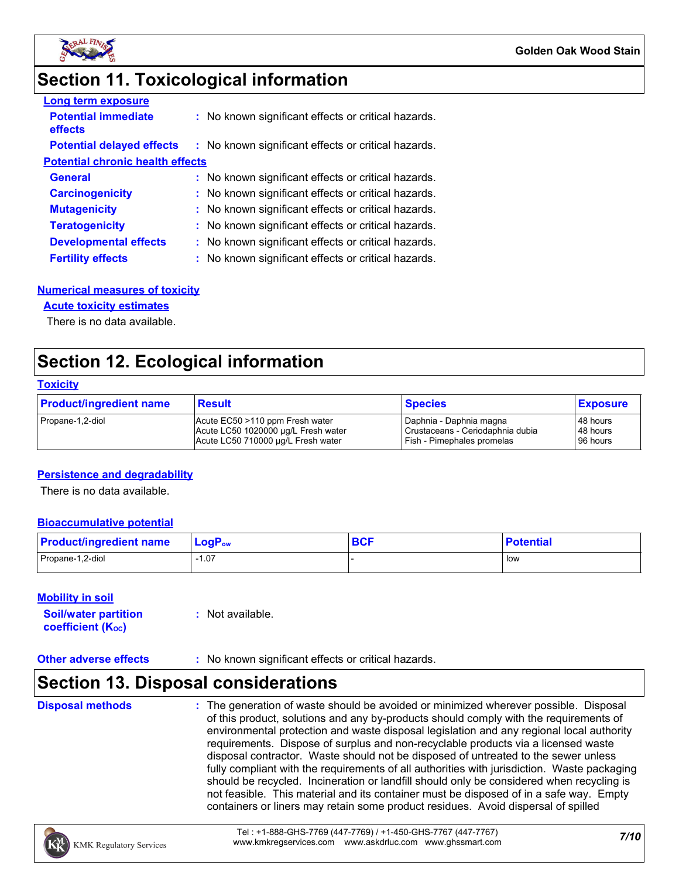## Section 11. Toxicological information

**Long term exposure**

**Potential immediate effects** : No known significant effects or critical hazards.

**Potential delayed effects** : No known significant effects or critical hazards.

**Potential chronic health effects**

**General** : No known significant effects or critical hazards.

**Carcinogenicity** : No known significant effects or critical hazards.

**Mutagenicity** : No known significant effects or critical hazards.

**Teratogenicity** : No known significant effects or critical hazards.

**Developmental effects** : No known significant effects or critical hazards.

**Fertility effects** : No known significant effects or critical hazards.

**Numerical measures of toxicity**

**Acute toxicity estimates**

There is no data available.

## Section 12. Ecological information

**Toxicity**

| Product/ingredient name | Result | Species | Exposure |
|---|---|---|---|
| Propane-1,2-diol | Acute EC50 >110 ppm Fresh water<br>Acute LC50 1020000 µg/L Fresh water<br>Acute LC50 710000 µg/L Fresh water | Daphnia - Daphnia magna<br>Crustaceans - Ceriodaphnia dubia<br>Fish - Pimephales promelas | 48 hours<br>48 hours<br>96 hours |

**Persistence and degradability**

There is no data available.

**Bioaccumulative potential**

| Product/ingredient name | $LogP_{ow}$ | BCF | Potential |
|---|---|---|---|
| Propane-1,2-diol | -1.07 | - | low |

**Mobility in soil**

**Soil/water partition coefficient ($K_{OC}$)** : Not available.

**Other adverse effects** : No known significant effects or critical hazards.

## Section 13. Disposal considerations

**Disposal methods** : The generation of waste should be avoided or minimized wherever possible. Disposal of this product, solutions and any by-products should comply with the requirements of environmental protection and waste disposal legislation and any regional local authority requirements. Dispose of surplus and non-recyclable products via a licensed waste disposal contractor. Waste should not be disposed of untreated to the sewer unless fully compliant with the requirements of all authorities with jurisdiction. Waste packaging should be recycled. Incineration or landfill should only be considered when recycling is not feasible. This material and its container must be disposed of in a safe way. Empty containers or liners may retain some product residues. Avoid dispersal of spilled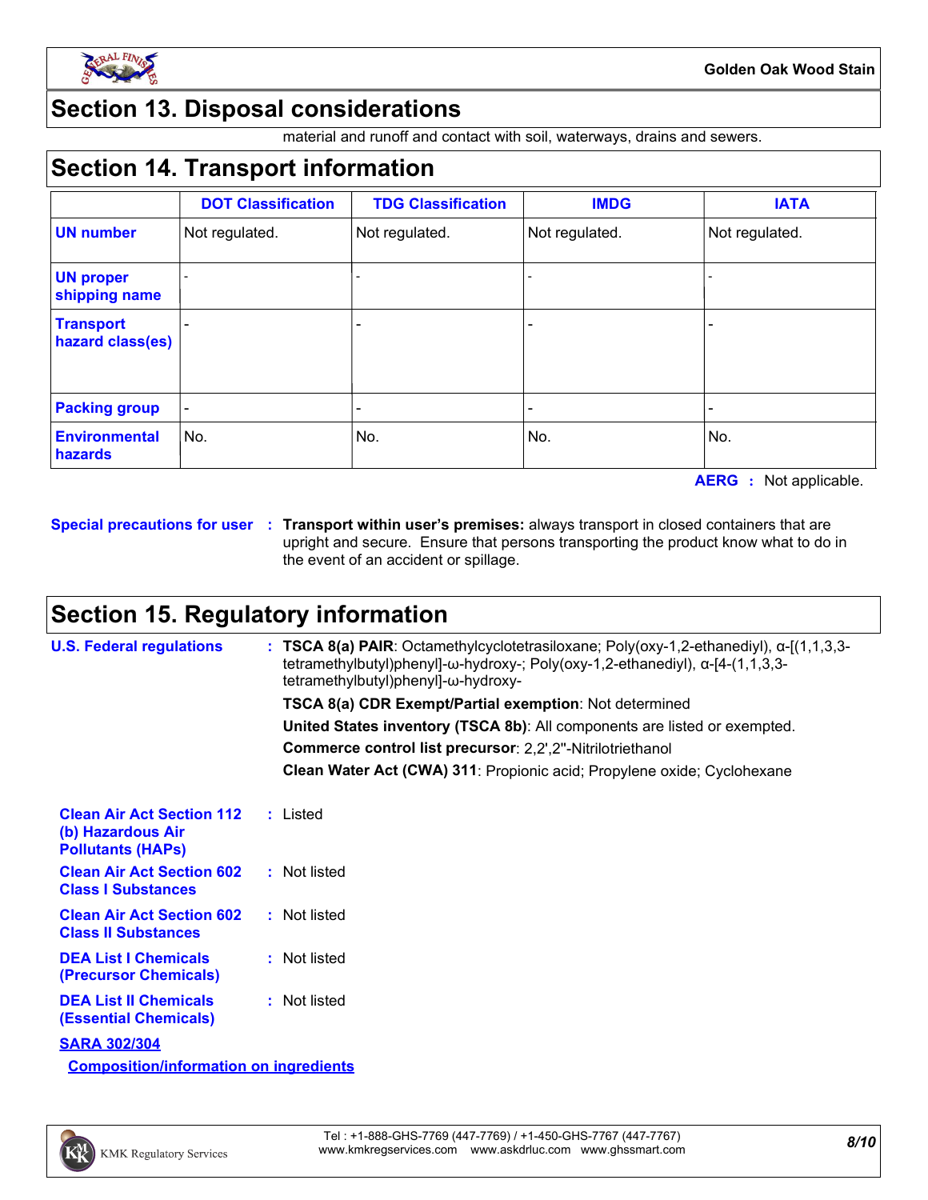## Section 13. Disposal considerations

material and runoff and contact with soil, waterways, drains and sewers.

## Section 14. Transport information

| | DOT Classification | TDG Classification | IMDG | IATA |
|---|---|---|---|---|
| UN number | Not regulated. | Not regulated. | Not regulated. | Not regulated. |
| UN proper shipping name | - | - | - | - |
| Transport hazard class(es) | - | - | - | - |
| Packing group | - | - | - | - |
| Environmental hazards | No. | No. | No. | No. |

**AERG :** Not applicable.

**Special precautions for user :** **Transport within user's premises:** always transport in closed containers that are upright and secure. Ensure that persons transporting the product know what to do in the event of an accident or spillage.

## Section 15. Regulatory information

**U.S. Federal regulations :** **TSCA 8(a) PAIR**: Octamethylcyclotetrasiloxane; Poly(oxy-1,2-ethanediyl), α-[(1,1,3,3-tetramethylbutyl)phenyl]-ω-hydroxy-; Poly(oxy-1,2-ethanediyl), α-[4-(1,1,3,3-tetramethylbutyl)phenyl]-ω-hydroxy-

**TSCA 8(a) CDR Exempt/Partial exemption**: Not determined

**United States inventory (TSCA 8b)**: All components are listed or exempted.

**Commerce control list precursor**: 2,2',2''-Nitrilotriethanol

**Clean Water Act (CWA) 311**: Propionic acid; Propylene oxide; Cyclohexane

**Clean Air Act Section 112 (b) Hazardous Air Pollutants (HAPs) :** Listed

**Clean Air Act Section 602 Class I Substances :** Not listed

**Clean Air Act Section 602 Class II Substances :** Not listed

**DEA List I Chemicals (Precursor Chemicals) :** Not listed

**DEA List II Chemicals (Essential Chemicals) :** Not listed

**SARA 302/304**

**Composition/information on ingredients**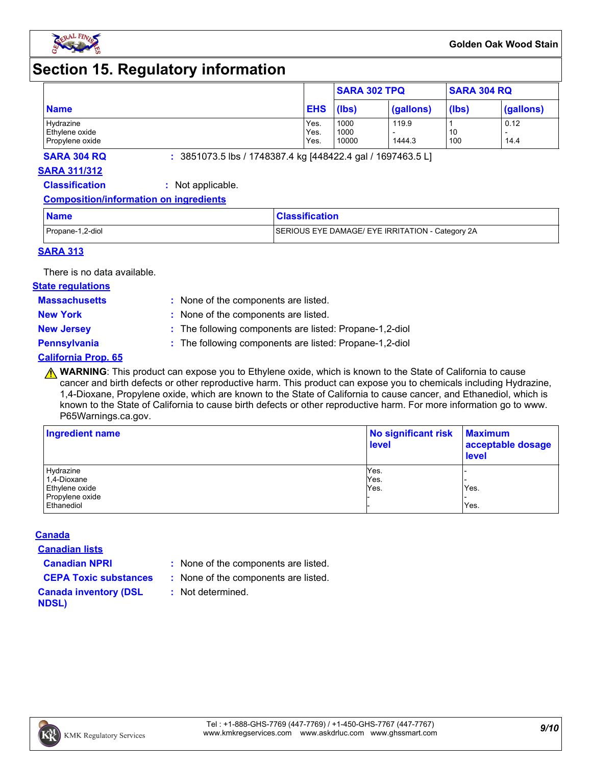# Section 15. Regulatory information

| Name | EHS | SARA 302 TPQ | | SARA 304 RQ | |
|---|---|---|---|---|---|
| | | (lbs) | (gallons) | (lbs) | (gallons) |
| Hydrazine | Yes. | 1000 | 119.9 | 1 | 0.12 |
| Ethylene oxide | Yes. | 1000 | - | 10 | - |
| Propylene oxide | Yes. | 10000 | 1444.3 | 100 | 14.4 |

**SARA 304 RQ** : 3851073.5 lbs / 1748387.4 kg [448422.4 gal / 1697463.5 L]

**SARA 311/312**

**Classification** : Not applicable.

**Composition/information on ingredients**

| Name | Classification |
|---|---|
| Propane-1,2-diol | SERIOUS EYE DAMAGE/ EYE IRRITATION - Category 2A |

**SARA 313**

There is no data available.

**State regulations**

**Massachusetts** : None of the components are listed.

**New York** : None of the components are listed.

**New Jersey** : The following components are listed: Propane-1,2-diol

**Pennsylvania** : The following components are listed: Propane-1,2-diol

**California Prop. 65**

⚠ **WARNING**: This product can expose you to Ethylene oxide, which is known to the State of California to cause cancer and birth defects or other reproductive harm. This product can expose you to chemicals including Hydrazine, 1,4-Dioxane, Propylene oxide, which are known to the State of California to cause cancer, and Ethanediol, which is known to the State of California to cause birth defects or other reproductive harm. For more information go to www.P65Warnings.ca.gov.

| Ingredient name | No significant risk level | Maximum acceptable dosage level |
|---|---|---|
| Hydrazine | Yes. | - |
| 1,4-Dioxane | Yes. | - |
| Ethylene oxide | Yes. | Yes. |
| Propylene oxide | - | - |
| Ethanediol | - | Yes. |

**Canada**

**Canadian lists**

**Canadian NPRI** : None of the components are listed.

**CEPA Toxic substances** : None of the components are listed.

**Canada inventory (DSL NDSL)** : Not determined.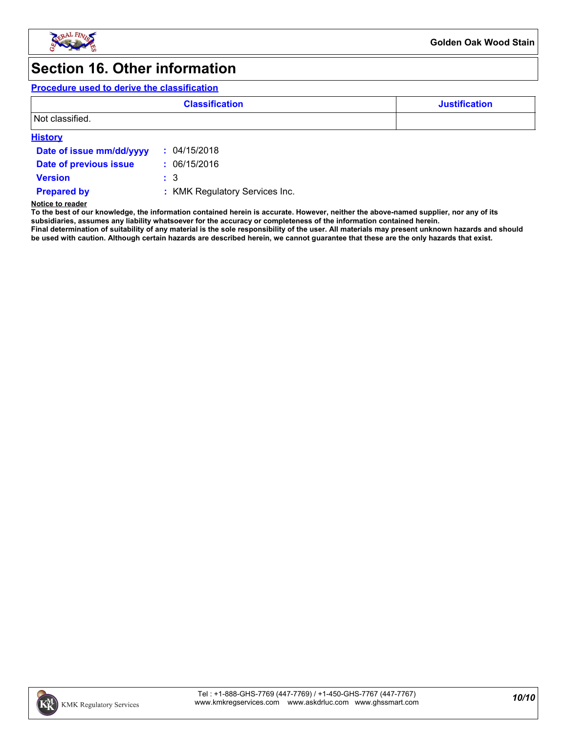# Section 16. Other information

**Procedure used to derive the classification**

| Classification | Justification |
| --- | --- |
| Not classified. | |

**History**

**Date of issue mm/dd/yyyy** : 04/15/2018

**Date of previous issue** : 06/15/2016

**Version** : 3

**Prepared by** : KMK Regulatory Services Inc.

**Notice to reader**

**To the best of our knowledge, the information contained herein is accurate. However, neither the above-named supplier, nor any of its subsidiaries, assumes any liability whatsoever for the accuracy or completeness of the information contained herein.**
**Final determination of suitability of any material is the sole responsibility of the user. All materials may present unknown hazards and should be used with caution. Although certain hazards are described herein, we cannot guarantee that these are the only hazards that exist.**